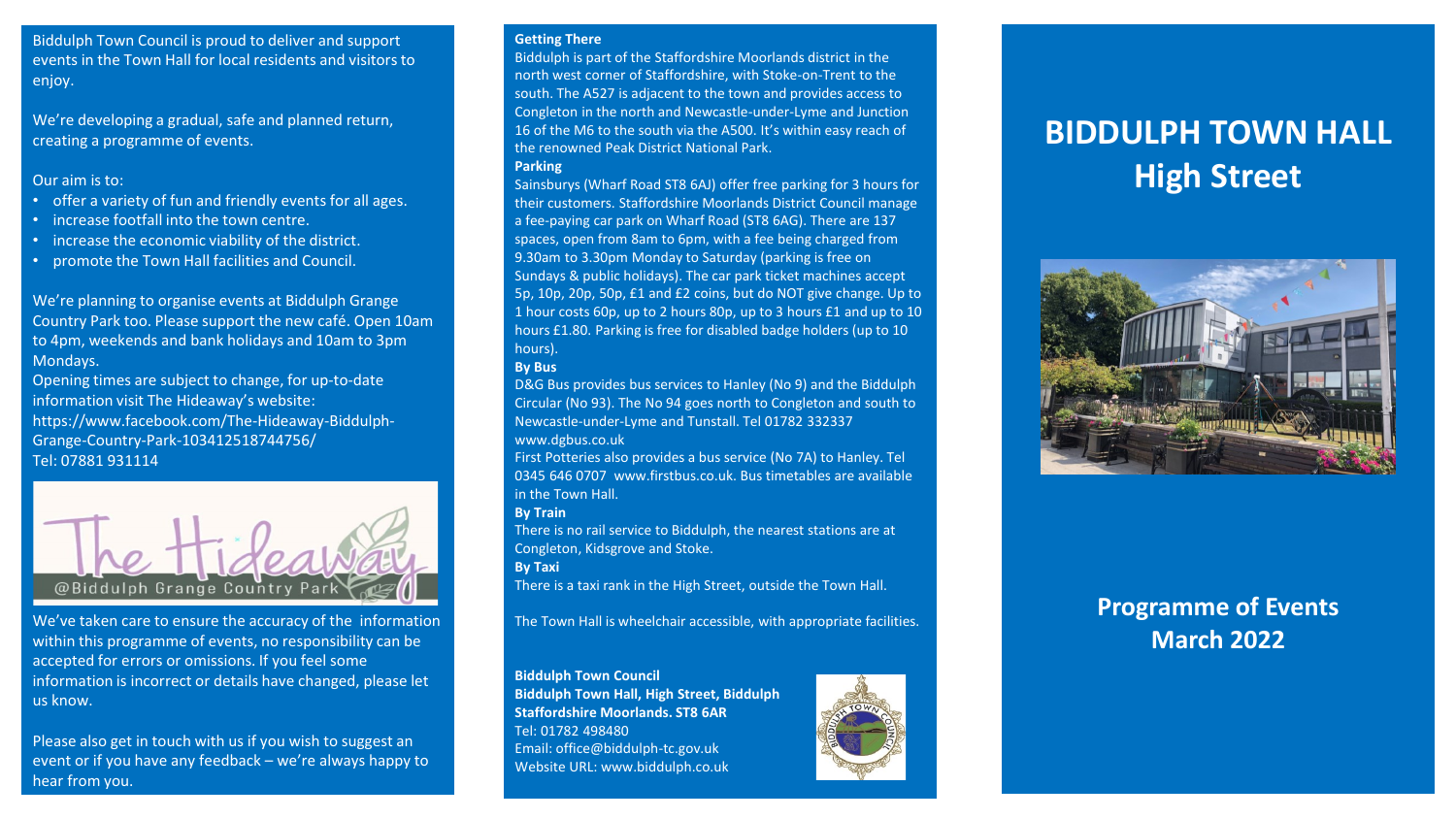Biddulph Town Council is proud to deliver and support events in the Town Hall for local residents and visitors to enjoy.

We're developing a gradual, safe and planned return, creating a programme of events.

Our aim is to:

- offer a variety of fun and friendly events for all ages.
- increase footfall into the town centre.
- increase the economic viability of the district.
- promote the Town Hall facilities and Council.

We're planning to organise events at Biddulph Grange Country Park too. Please support the new café. Open 10am to 4pm, weekends and bank holidays and 10am to 3pm Mondays.
Opening times are subject to change, for up-to-date information visit The Hideaway's website:
https://www.facebook.com/The-Hideaway-Biddulph-Grange-Country-Park-103412518744756/
Tel: 07881 931114

The Hideaway
@Biddulph Grange Country Park

We've taken care to ensure the accuracy of the information within this programme of events, no responsibility can be accepted for errors or omissions. If you feel some information is incorrect or details have changed, please let us know.

Please also get in touch with us if you wish to suggest an event or if you have any feedback – we're always happy to hear from you.

**Getting There**
Biddulph is part of the Staffordshire Moorlands district in the north west corner of Staffordshire, with Stoke-on-Trent to the south. The A527 is adjacent to the town and provides access to Congleton in the north and Newcastle-under-Lyme and Junction 16 of the M6 to the south via the A500. It's within easy reach of the renowned Peak District National Park.

**Parking**
Sainsburys (Wharf Road ST8 6AJ) offer free parking for 3 hours for their customers. Staffordshire Moorlands District Council manage a fee-paying car park on Wharf Road (ST8 6AG). There are 137 spaces, open from 8am to 6pm, with a fee being charged from 9.30am to 3.30pm Monday to Saturday (parking is free on Sundays & public holidays). The car park ticket machines accept 5p, 10p, 20p, 50p, £1 and £2 coins, but do NOT give change. Up to 1 hour costs 60p, up to 2 hours 80p, up to 3 hours £1 and up to 10 hours £1.80. Parking is free for disabled badge holders (up to 10 hours).

**By Bus**
D&G Bus provides bus services to Hanley (No 9) and the Biddulph Circular (No 93). The No 94 goes north to Congleton and south to Newcastle-under-Lyme and Tunstall. Tel 01782 332337 www.dgbus.co.uk
First Potteries also provides a bus service (No 7A) to Hanley. Tel 0345 646 0707 www.firstbus.co.uk. Bus timetables are available in the Town Hall.

**By Train**
There is no rail service to Biddulph, the nearest stations are at Congleton, Kidsgrove and Stoke.

**By Taxi**
There is a taxi rank in the High Street, outside the Town Hall.

The Town Hall is wheelchair accessible, with appropriate facilities.

**Biddulph Town Council**
**Biddulph Town Hall, High Street, Biddulph**
**Staffordshire Moorlands. ST8 6AR**
Tel: 01782 498480
Email: office@biddulph-tc.gov.uk
Website URL: www.biddulph.co.uk

# BIDDULPH TOWN HALL
# High Street

## Programme of Events
## March 2022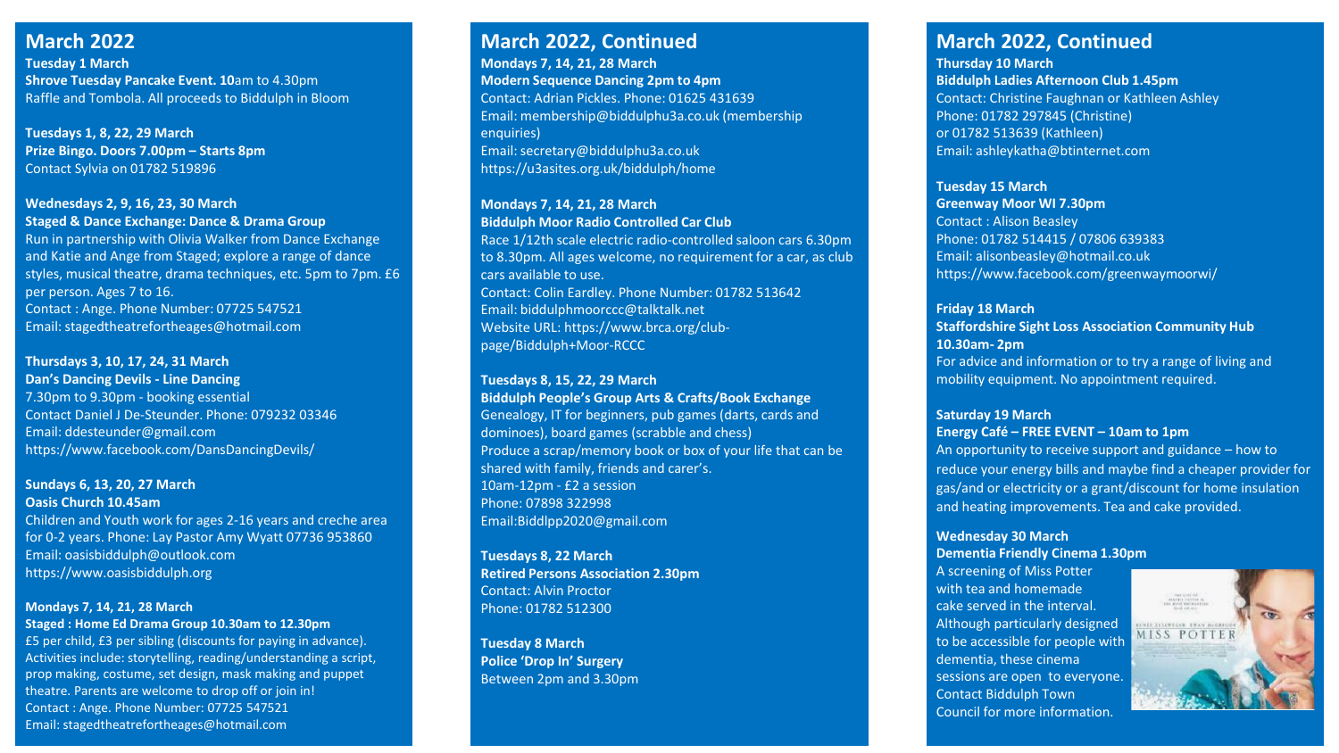## March 2022

**Tuesday 1 March**
**Shrove Tuesday Pancake Event. 10**am to 4.30pm
Raffle and Tombola. All proceeds to Biddulph in Bloom

**Tuesdays 1, 8, 22, 29 March**
**Prize Bingo. Doors 7.00pm – Starts 8pm**
Contact Sylvia on 01782 519896

**Wednesdays 2, 9, 16, 23, 30 March**
**Staged & Dance Exchange: Dance & Drama Group**
Run in partnership with Olivia Walker from Dance Exchange and Katie and Ange from Staged; explore a range of dance styles, musical theatre, drama techniques, etc. 5pm to 7pm. £6 per person. Ages 7 to 16.
Contact : Ange. Phone Number: 07725 547521
Email: stagedtheatrefortheages@hotmail.com

**Thursdays 3, 10, 17, 24, 31 March**
**Dan's Dancing Devils - Line Dancing**
7.30pm to 9.30pm - booking essential
Contact Daniel J De-Steunder. Phone: 079232 03346
Email: ddesteunder@gmail.com
https://www.facebook.com/DansDancingDevils/

**Sundays 6, 13, 20, 27 March**
**Oasis Church 10.45am**
Children and Youth work for ages 2-16 years and creche area for 0-2 years. Phone: Lay Pastor Amy Wyatt 07736 953860
Email: oasisbiddulph@outlook.com
https://www.oasisbiddulph.org

**Mondays 7, 14, 21, 28 March**
**Staged : Home Ed Drama Group 10.30am to 12.30pm**
£5 per child, £3 per sibling (discounts for paying in advance).
Activities include: storytelling, reading/understanding a script, prop making, costume, set design, mask making and puppet theatre. Parents are welcome to drop off or join in!
Contact : Ange. Phone Number: 07725 547521
Email: stagedtheatrefortheages@hotmail.com

## March 2022, Continued

**Mondays 7, 14, 21, 28 March**
**Modern Sequence Dancing 2pm to 4pm**
Contact: Adrian Pickles. Phone: 01625 431639
Email: membership@biddulphu3a.co.uk (membership enquiries)
Email: secretary@biddulphu3a.co.uk
https://u3asites.org.uk/biddulph/home

**Mondays 7, 14, 21, 28 March**
**Biddulph Moor Radio Controlled Car Club**
Race 1/12th scale electric radio-controlled saloon cars 6.30pm to 8.30pm. All ages welcome, no requirement for a car, as club cars available to use.
Contact: Colin Eardley. Phone Number: 01782 513642
Email: biddulphmoorccc@talktalk.net
Website URL: https://www.brca.org/club-page/Biddulph+Moor-RCCC

**Tuesdays 8, 15, 22, 29 March**
**Biddulph People's Group Arts & Crafts/Book Exchange**
Genealogy, IT for beginners, pub games (darts, cards and dominoes), board games (scrabble and chess)
Produce a scrap/memory book or box of your life that can be shared with family, friends and carer's.
10am-12pm - £2 a session
Phone: 07898 322998
Email:Biddlpp2020@gmail.com

**Tuesdays 8, 22 March**
**Retired Persons Association 2.30pm**
Contact: Alvin Proctor
Phone: 01782 512300

**Tuesday 8 March**
**Police 'Drop In' Surgery**
Between 2pm and 3.30pm

## March 2022, Continued

**Thursday 10 March**
**Biddulph Ladies Afternoon Club 1.45pm**
Contact: Christine Faughnan or Kathleen Ashley
Phone: 01782 297845 (Christine)
or 01782 513639 (Kathleen)
Email: ashleykatha@btinternet.com

**Tuesday 15 March**
**Greenway Moor WI 7.30pm**
Contact : Alison Beasley
Phone: 01782 514415 / 07806 639383
Email: alisonbeasley@hotmail.co.uk
https://www.facebook.com/greenwaymoorwi/

**Friday 18 March**
**Staffordshire Sight Loss Association Community Hub 10.30am- 2pm**
For advice and information or to try a range of living and mobility equipment. No appointment required.

**Saturday 19 March**
**Energy Café – FREE EVENT – 10am to 1pm**
An opportunity to receive support and guidance – how to reduce your energy bills and maybe find a cheaper provider for gas/and or electricity or a grant/discount for home insulation and heating improvements. Tea and cake provided.

**Wednesday 30 March**
**Dementia Friendly Cinema 1.30pm**
A screening of Miss Potter with tea and homemade cake served in the interval. Although particularly designed to be accessible for people with dementia, these cinema sessions are open to everyone. Contact Biddulph Town Council for more information.